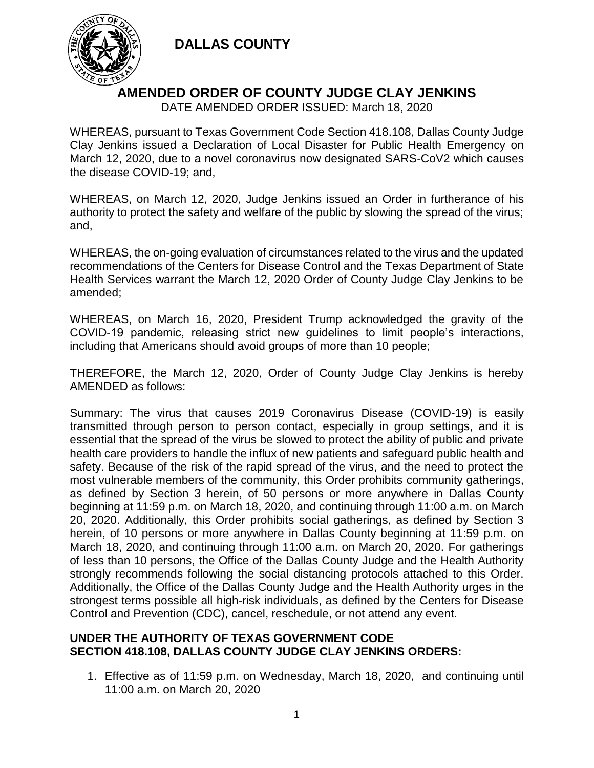# DALLAS COUNTY

## AMENDED ORDER OF COUNTY JUDGE CLAY JENKINS

DATE AMENDED ORDER ISSUED: March 18, 2020

WHEREAS, pursuant to Texas Government Code Section 418.108, Dallas County Judge Clay Jenkins issued a Declaration of Local Disaster for Public Health Emergency on March 12, 2020, due to a novel coronavirus now designated SARS-CoV2 which causes the disease COVID-19; and,

WHEREAS, on March 12, 2020, Judge Jenkins issued an Order in furtherance of his authority to protect the safety and welfare of the public by slowing the spread of the virus; and,

WHEREAS, the on-going evaluation of circumstances related to the virus and the updated recommendations of the Centers for Disease Control and the Texas Department of State Health Services warrant the March 12, 2020 Order of County Judge Clay Jenkins to be amended;

WHEREAS, on March 16, 2020, President Trump acknowledged the gravity of the COVID-19 pandemic, releasing strict new guidelines to limit people's interactions, including that Americans should avoid groups of more than 10 people;

THEREFORE, the March 12, 2020, Order of County Judge Clay Jenkins is hereby AMENDED as follows:

Summary: The virus that causes 2019 Coronavirus Disease (COVID-19) is easily transmitted through person to person contact, especially in group settings, and it is essential that the spread of the virus be slowed to protect the ability of public and private health care providers to handle the influx of new patients and safeguard public health and safety. Because of the risk of the rapid spread of the virus, and the need to protect the most vulnerable members of the community, this Order prohibits community gatherings, as defined by Section 3 herein, of 50 persons or more anywhere in Dallas County beginning at 11:59 p.m. on March 18, 2020, and continuing through 11:00 a.m. on March 20, 2020. Additionally, this Order prohibits social gatherings, as defined by Section 3 herein, of 10 persons or more anywhere in Dallas County beginning at 11:59 p.m. on March 18, 2020, and continuing through 11:00 a.m. on March 20, 2020. For gatherings of less than 10 persons, the Office of the Dallas County Judge and the Health Authority strongly recommends following the social distancing protocols attached to this Order. Additionally, the Office of the Dallas County Judge and the Health Authority urges in the strongest terms possible all high-risk individuals, as defined by the Centers for Disease Control and Prevention (CDC), cancel, reschedule, or not attend any event.

**UNDER THE AUTHORITY OF TEXAS GOVERNMENT CODE SECTION 418.108, DALLAS COUNTY JUDGE CLAY JENKINS ORDERS:**

1. Effective as of 11:59 p.m. on Wednesday, March 18, 2020, and continuing until 11:00 a.m. on March 20, 2020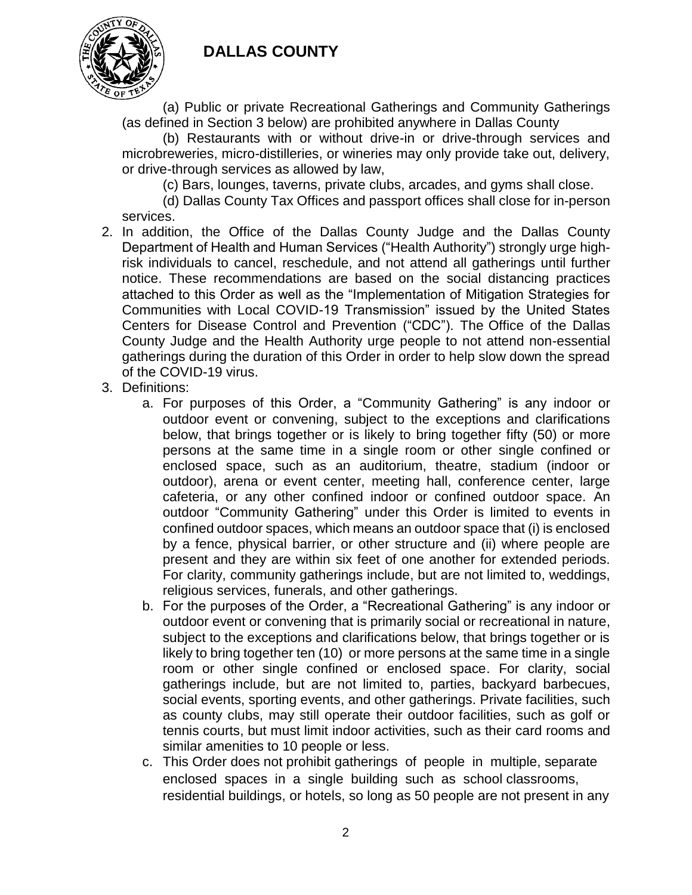(a) Public or private Recreational Gatherings and Community Gatherings (as defined in Section 3 below) are prohibited anywhere in Dallas County

(b) Restaurants with or without drive-in or drive-through services and microbreweries, micro-distilleries, or wineries may only provide take out, delivery, or drive-through services as allowed by law,

(c) Bars, lounges, taverns, private clubs, arcades, and gyms shall close.

(d) Dallas County Tax Offices and passport offices shall close for in-person services.

2. In addition, the Office of the Dallas County Judge and the Dallas County Department of Health and Human Services ("Health Authority") strongly urge high-risk individuals to cancel, reschedule, and not attend all gatherings until further notice. These recommendations are based on the social distancing practices attached to this Order as well as the "Implementation of Mitigation Strategies for Communities with Local COVID-19 Transmission" issued by the United States Centers for Disease Control and Prevention ("CDC"). The Office of the Dallas County Judge and the Health Authority urge people to not attend non-essential gatherings during the duration of this Order in order to help slow down the spread of the COVID-19 virus.

3. Definitions:
   a. For purposes of this Order, a "Community Gathering" is any indoor or outdoor event or convening, subject to the exceptions and clarifications below, that brings together or is likely to bring together fifty (50) or more persons at the same time in a single room or other single confined or enclosed space, such as an auditorium, theatre, stadium (indoor or outdoor), arena or event center, meeting hall, conference center, large cafeteria, or any other confined indoor or confined outdoor space. An outdoor "Community Gathering" under this Order is limited to events in confined outdoor spaces, which means an outdoor space that (i) is enclosed by a fence, physical barrier, or other structure and (ii) where people are present and they are within six feet of one another for extended periods. For clarity, community gatherings include, but are not limited to, weddings, religious services, funerals, and other gatherings.
   b. For the purposes of the Order, a "Recreational Gathering" is any indoor or outdoor event or convening that is primarily social or recreational in nature, subject to the exceptions and clarifications below, that brings together or is likely to bring together ten (10) or more persons at the same time in a single room or other single confined or enclosed space. For clarity, social gatherings include, but are not limited to, parties, backyard barbecues, social events, sporting events, and other gatherings. Private facilities, such as county clubs, may still operate their outdoor facilities, such as golf or tennis courts, but must limit indoor activities, such as their card rooms and similar amenities to 10 people or less.
   c. This Order does not prohibit gatherings of people in multiple, separate enclosed spaces in a single building such as school classrooms, residential buildings, or hotels, so long as 50 people are not present in any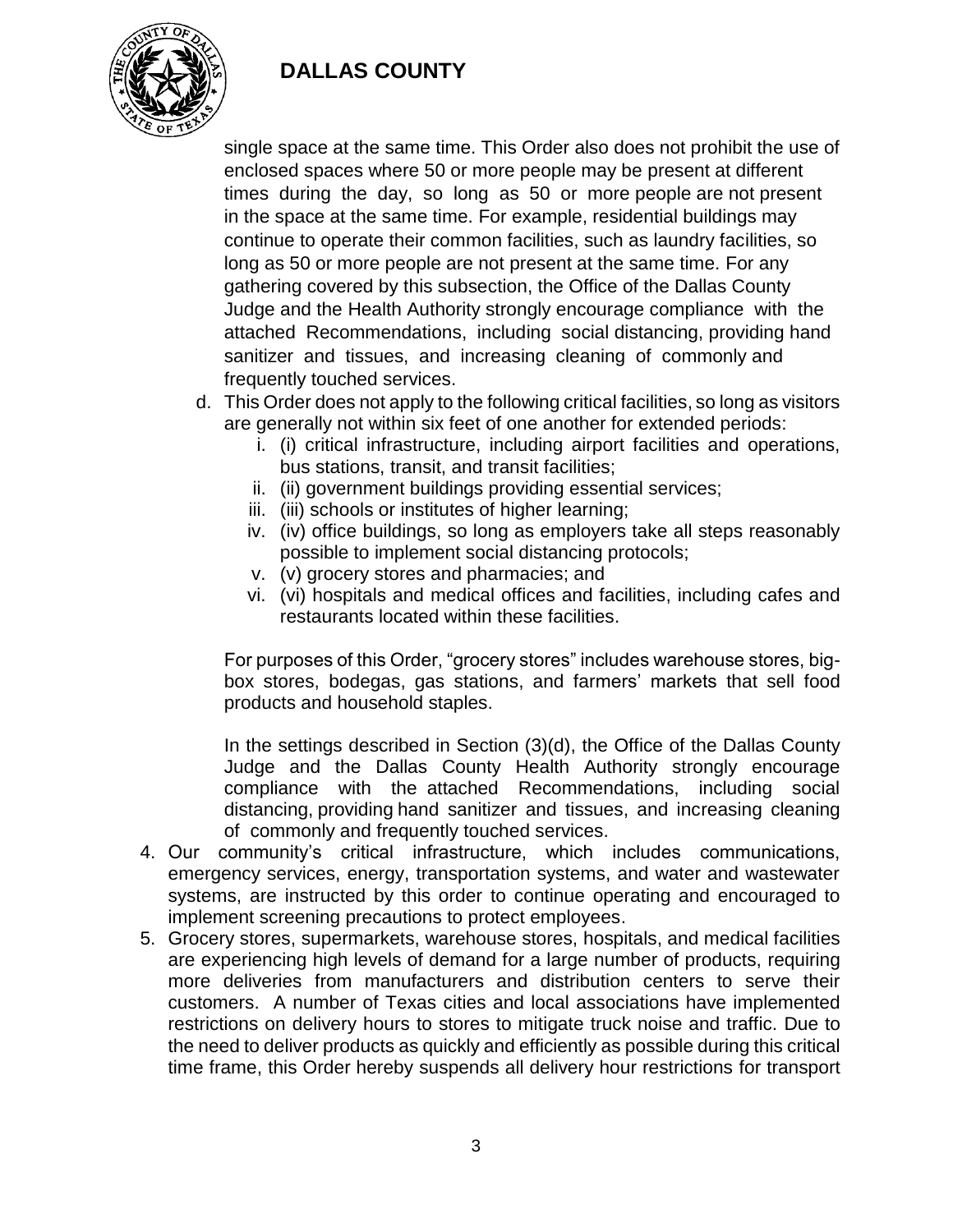single space at the same time. This Order also does not prohibit the use of enclosed spaces where 50 or more people may be present at different times during the day, so long as 50 or more people are not present in the space at the same time. For example, residential buildings may continue to operate their common facilities, such as laundry facilities, so long as 50 or more people are not present at the same time. For any gathering covered by this subsection, the Office of the Dallas County Judge and the Health Authority strongly encourage compliance with the attached Recommendations, including social distancing, providing hand sanitizer and tissues, and increasing cleaning of commonly and frequently touched services.

d. This Order does not apply to the following critical facilities, so long as visitors are generally not within six feet of one another for extended periods:
   i. (i) critical infrastructure, including airport facilities and operations, bus stations, transit, and transit facilities;
   ii. (ii) government buildings providing essential services;
   iii. (iii) schools or institutes of higher learning;
   iv. (iv) office buildings, so long as employers take all steps reasonably possible to implement social distancing protocols;
   v. (v) grocery stores and pharmacies; and
   vi. (vi) hospitals and medical offices and facilities, including cafes and restaurants located within these facilities.

   For purposes of this Order, "grocery stores" includes warehouse stores, big-box stores, bodegas, gas stations, and farmers' markets that sell food products and household staples.

   In the settings described in Section (3)(d), the Office of the Dallas County Judge and the Dallas County Health Authority strongly encourage compliance with the attached Recommendations, including social distancing, providing hand sanitizer and tissues, and increasing cleaning of commonly and frequently touched services.

4. Our community's critical infrastructure, which includes communications, emergency services, energy, transportation systems, and water and wastewater systems, are instructed by this order to continue operating and encouraged to implement screening precautions to protect employees.
5. Grocery stores, supermarkets, warehouse stores, hospitals, and medical facilities are experiencing high levels of demand for a large number of products, requiring more deliveries from manufacturers and distribution centers to serve their customers. A number of Texas cities and local associations have implemented restrictions on delivery hours to stores to mitigate truck noise and traffic. Due to the need to deliver products as quickly and efficiently as possible during this critical time frame, this Order hereby suspends all delivery hour restrictions for transport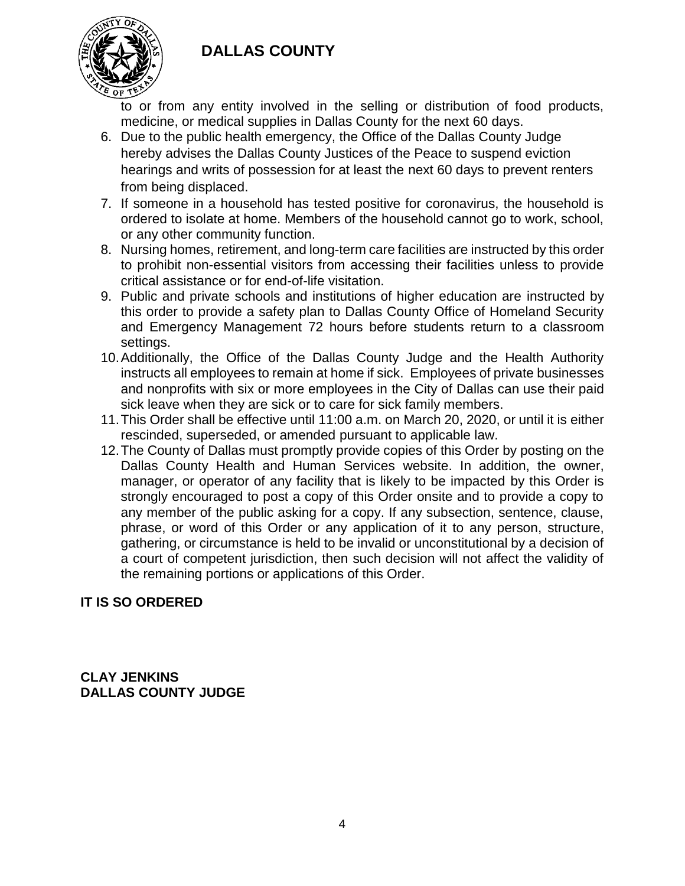to or from any entity involved in the selling or distribution of food products, medicine, or medical supplies in Dallas County for the next 60 days.

6. Due to the public health emergency, the Office of the Dallas County Judge hereby advises the Dallas County Justices of the Peace to suspend eviction hearings and writs of possession for at least the next 60 days to prevent renters from being displaced.
7. If someone in a household has tested positive for coronavirus, the household is ordered to isolate at home. Members of the household cannot go to work, school, or any other community function.
8. Nursing homes, retirement, and long-term care facilities are instructed by this order to prohibit non-essential visitors from accessing their facilities unless to provide critical assistance or for end-of-life visitation.
9. Public and private schools and institutions of higher education are instructed by this order to provide a safety plan to Dallas County Office of Homeland Security and Emergency Management 72 hours before students return to a classroom settings.
10. Additionally, the Office of the Dallas County Judge and the Health Authority instructs all employees to remain at home if sick. Employees of private businesses and nonprofits with six or more employees in the City of Dallas can use their paid sick leave when they are sick or to care for sick family members.
11. This Order shall be effective until 11:00 a.m. on March 20, 2020, or until it is either rescinded, superseded, or amended pursuant to applicable law.
12. The County of Dallas must promptly provide copies of this Order by posting on the Dallas County Health and Human Services website. In addition, the owner, manager, or operator of any facility that is likely to be impacted by this Order is strongly encouraged to post a copy of this Order onsite and to provide a copy to any member of the public asking for a copy. If any subsection, sentence, clause, phrase, or word of this Order or any application of it to any person, structure, gathering, or circumstance is held to be invalid or unconstitutional by a decision of a court of competent jurisdiction, then such decision will not affect the validity of the remaining portions or applications of this Order.

**IT IS SO ORDERED**

**CLAY JENKINS**
**DALLAS COUNTY JUDGE**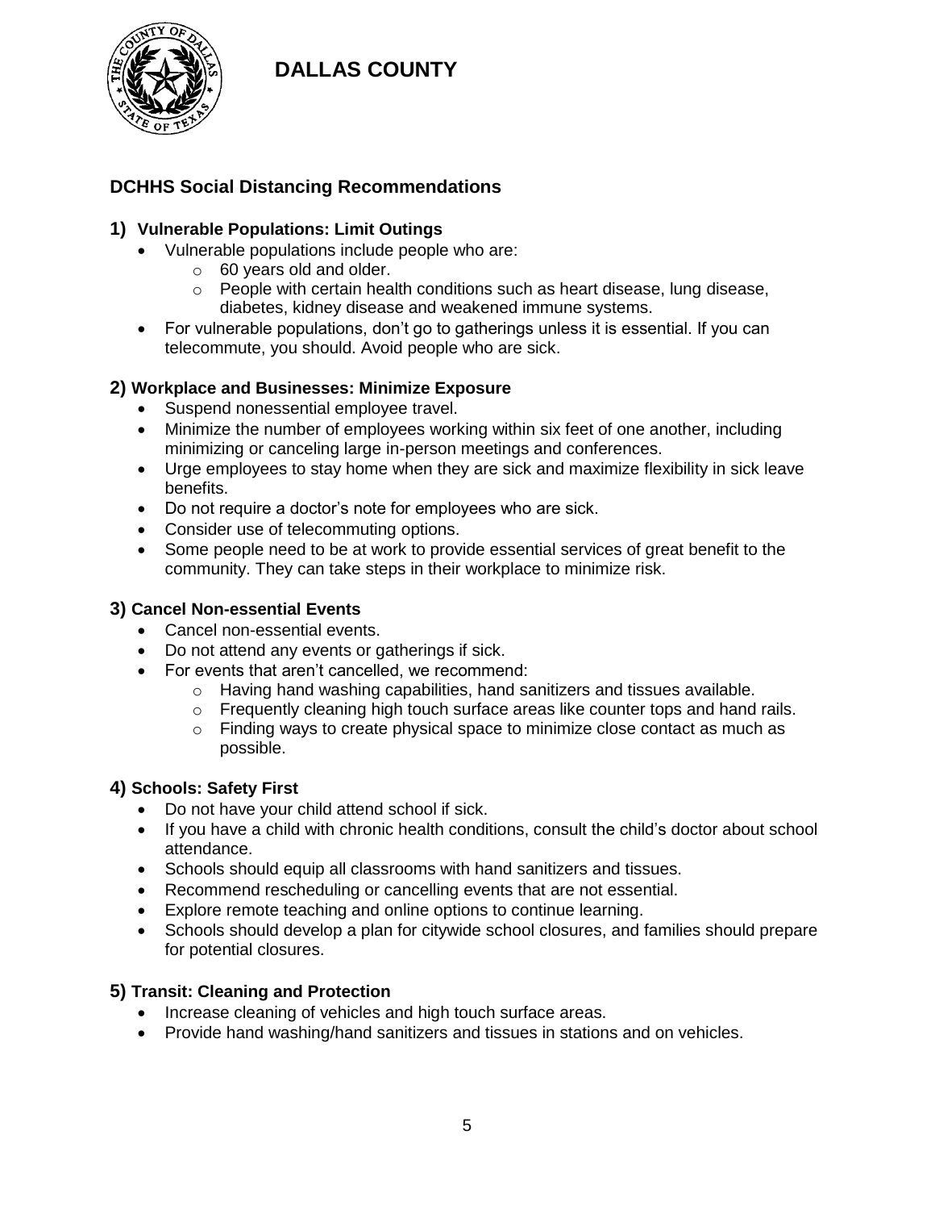# DALLAS COUNTY

## DCHHS Social Distancing Recommendations

### 1) Vulnerable Populations: Limit Outings

- Vulnerable populations include people who are:
  - 60 years old and older.
  - People with certain health conditions such as heart disease, lung disease, diabetes, kidney disease and weakened immune systems.
- For vulnerable populations, don't go to gatherings unless it is essential. If you can telecommute, you should. Avoid people who are sick.

### 2) Workplace and Businesses: Minimize Exposure

- Suspend nonessential employee travel.
- Minimize the number of employees working within six feet of one another, including minimizing or canceling large in-person meetings and conferences.
- Urge employees to stay home when they are sick and maximize flexibility in sick leave benefits.
- Do not require a doctor's note for employees who are sick.
- Consider use of telecommuting options.
- Some people need to be at work to provide essential services of great benefit to the community. They can take steps in their workplace to minimize risk.

### 3) Cancel Non-essential Events

- Cancel non-essential events.
- Do not attend any events or gatherings if sick.
- For events that aren't cancelled, we recommend:
  - Having hand washing capabilities, hand sanitizers and tissues available.
  - Frequently cleaning high touch surface areas like counter tops and hand rails.
  - Finding ways to create physical space to minimize close contact as much as possible.

### 4) Schools: Safety First

- Do not have your child attend school if sick.
- If you have a child with chronic health conditions, consult the child's doctor about school attendance.
- Schools should equip all classrooms with hand sanitizers and tissues.
- Recommend rescheduling or cancelling events that are not essential.
- Explore remote teaching and online options to continue learning.
- Schools should develop a plan for citywide school closures, and families should prepare for potential closures.

### 5) Transit: Cleaning and Protection

- Increase cleaning of vehicles and high touch surface areas.
- Provide hand washing/hand sanitizers and tissues in stations and on vehicles.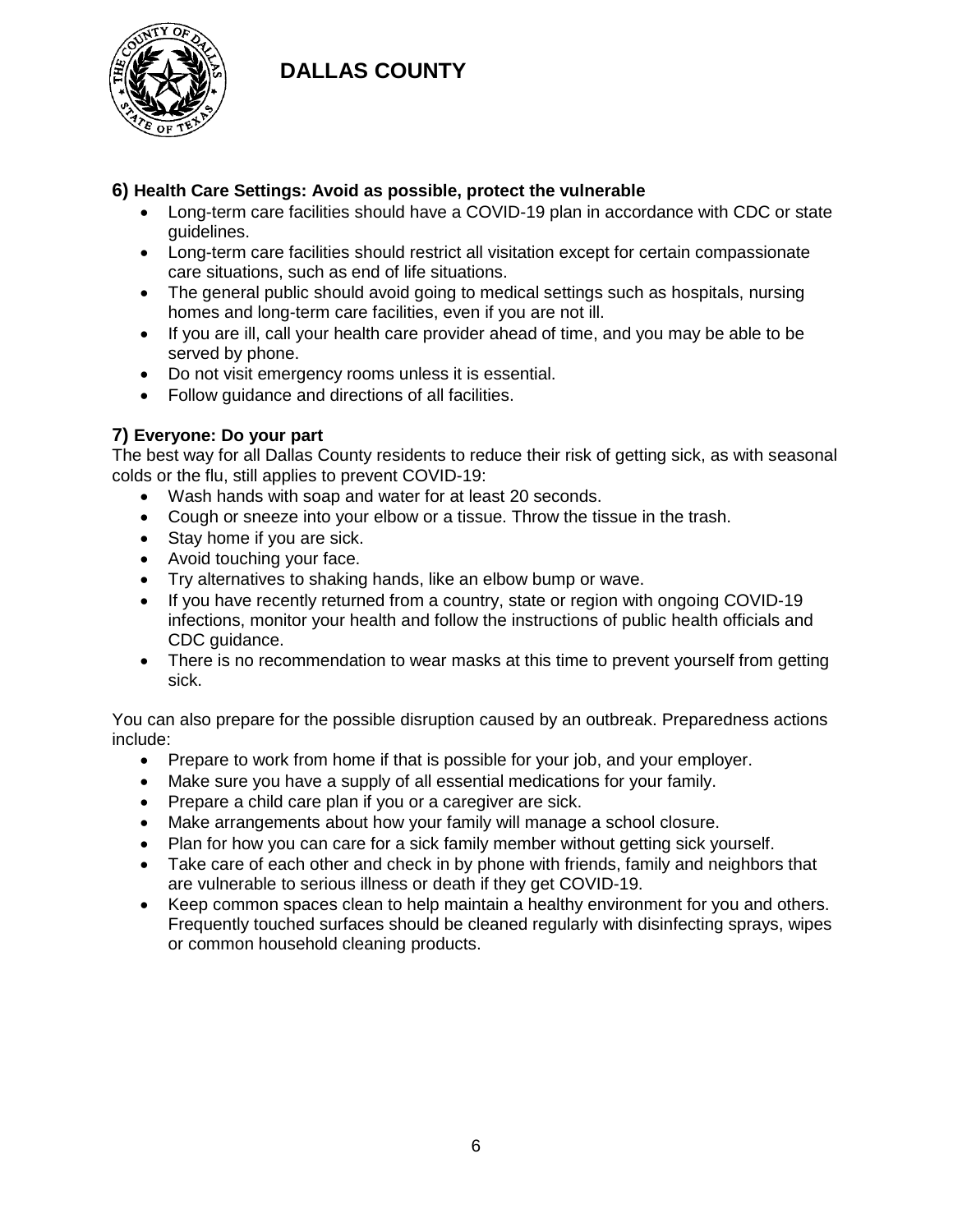# DALLAS COUNTY

### 6) Health Care Settings: Avoid as possible, protect the vulnerable

- Long-term care facilities should have a COVID-19 plan in accordance with CDC or state guidelines.
- Long-term care facilities should restrict all visitation except for certain compassionate care situations, such as end of life situations.
- The general public should avoid going to medical settings such as hospitals, nursing homes and long-term care facilities, even if you are not ill.
- If you are ill, call your health care provider ahead of time, and you may be able to be served by phone.
- Do not visit emergency rooms unless it is essential.
- Follow guidance and directions of all facilities.

### 7) Everyone: Do your part

The best way for all Dallas County residents to reduce their risk of getting sick, as with seasonal colds or the flu, still applies to prevent COVID-19:

- Wash hands with soap and water for at least 20 seconds.
- Cough or sneeze into your elbow or a tissue. Throw the tissue in the trash.
- Stay home if you are sick.
- Avoid touching your face.
- Try alternatives to shaking hands, like an elbow bump or wave.
- If you have recently returned from a country, state or region with ongoing COVID-19 infections, monitor your health and follow the instructions of public health officials and CDC guidance.
- There is no recommendation to wear masks at this time to prevent yourself from getting sick.

You can also prepare for the possible disruption caused by an outbreak. Preparedness actions include:

- Prepare to work from home if that is possible for your job, and your employer.
- Make sure you have a supply of all essential medications for your family.
- Prepare a child care plan if you or a caregiver are sick.
- Make arrangements about how your family will manage a school closure.
- Plan for how you can care for a sick family member without getting sick yourself.
- Take care of each other and check in by phone with friends, family and neighbors that are vulnerable to serious illness or death if they get COVID-19.
- Keep common spaces clean to help maintain a healthy environment for you and others. Frequently touched surfaces should be cleaned regularly with disinfecting sprays, wipes or common household cleaning products.